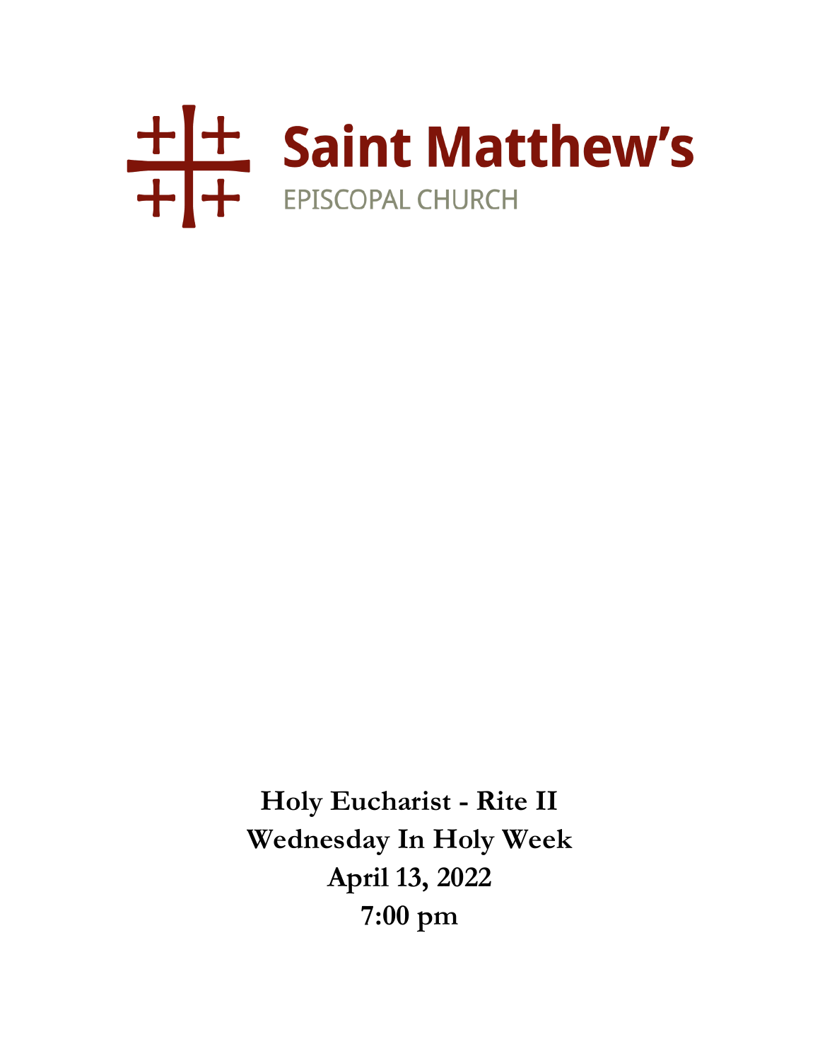# Saint Matthew's

EPISCOPAL CHURCH

**Holy Eucharist - Rite II**

**Wednesday In Holy Week**

**April 13, 2022**

**7:00 pm**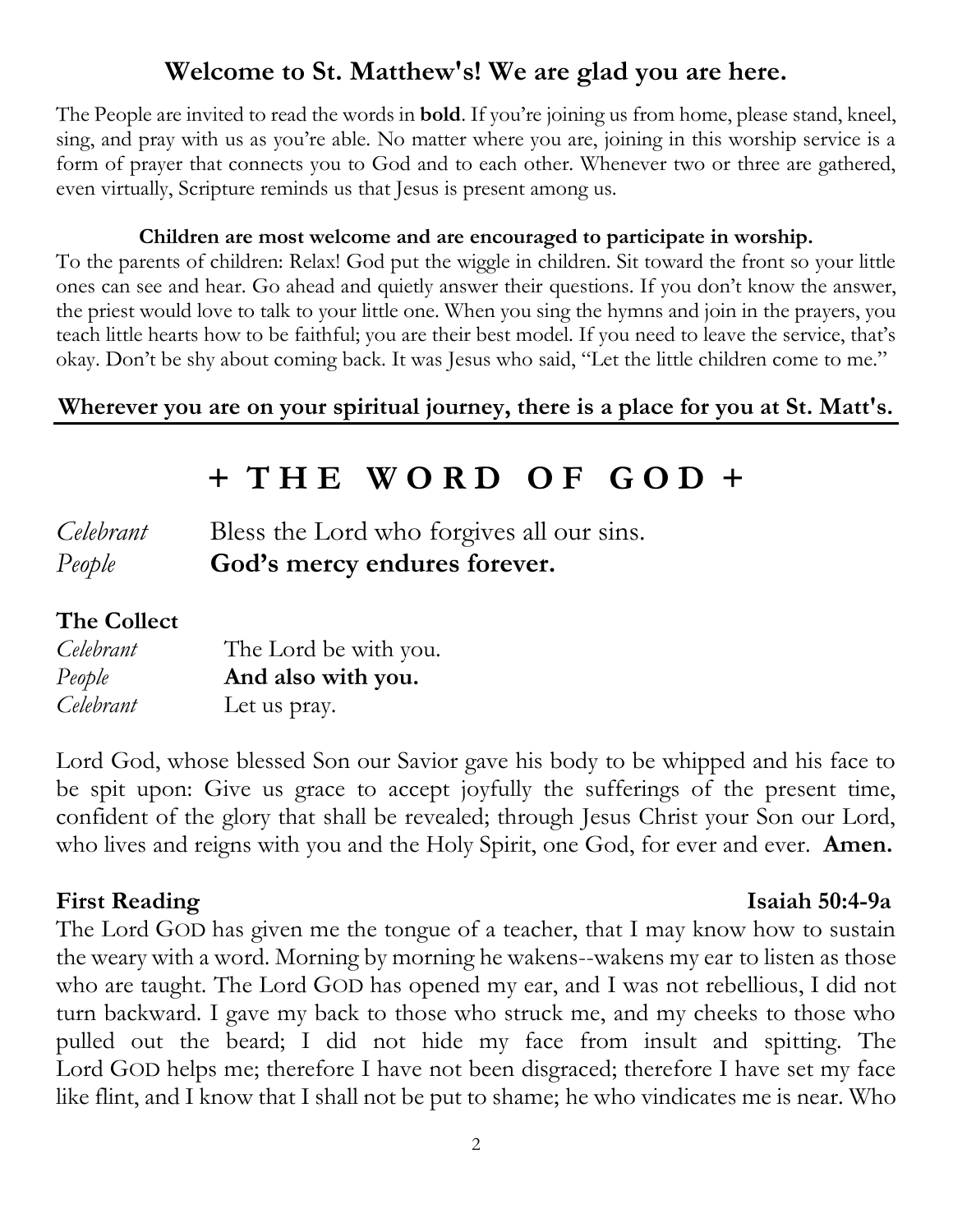## Welcome to St. Matthew's! We are glad you are here.

The People are invited to read the words in **bold**. If you're joining us from home, please stand, kneel, sing, and pray with us as you're able. No matter where you are, joining in this worship service is a form of prayer that connects you to God and to each other. Whenever two or three are gathered, even virtually, Scripture reminds us that Jesus is present among us.

**Children are most welcome and are encouraged to participate in worship.**

To the parents of children: Relax! God put the wiggle in children. Sit toward the front so your little ones can see and hear. Go ahead and quietly answer their questions. If you don't know the answer, the priest would love to talk to your little one. When you sing the hymns and join in the prayers, you teach little hearts how to be faithful; you are their best model. If you need to leave the service, that's okay. Don't be shy about coming back. It was Jesus who said, "Let the little children come to me."

**Wherever you are on your spiritual journey, there is a place for you at St. Matt's.**

---

# + THE WORD OF GOD +

*Celebrant* Bless the Lord who forgives all our sins.
*People* **God's mercy endures forever.**

### The Collect

*Celebrant* The Lord be with you.
*People* **And also with you.**
*Celebrant* Let us pray.

Lord God, whose blessed Son our Savior gave his body to be whipped and his face to be spit upon: Give us grace to accept joyfully the sufferings of the present time, confident of the glory that shall be revealed; through Jesus Christ your Son our Lord, who lives and reigns with you and the Holy Spirit, one God, for ever and ever. **Amen.**

### First Reading — Isaiah 50:4-9a

The Lord GOD has given me the tongue of a teacher, that I may know how to sustain the weary with a word. Morning by morning he wakens--wakens my ear to listen as those who are taught. The Lord GOD has opened my ear, and I was not rebellious, I did not turn backward. I gave my back to those who struck me, and my cheeks to those who pulled out the beard; I did not hide my face from insult and spitting. The Lord GOD helps me; therefore I have not been disgraced; therefore I have set my face like flint, and I know that I shall not be put to shame; he who vindicates me is near. Who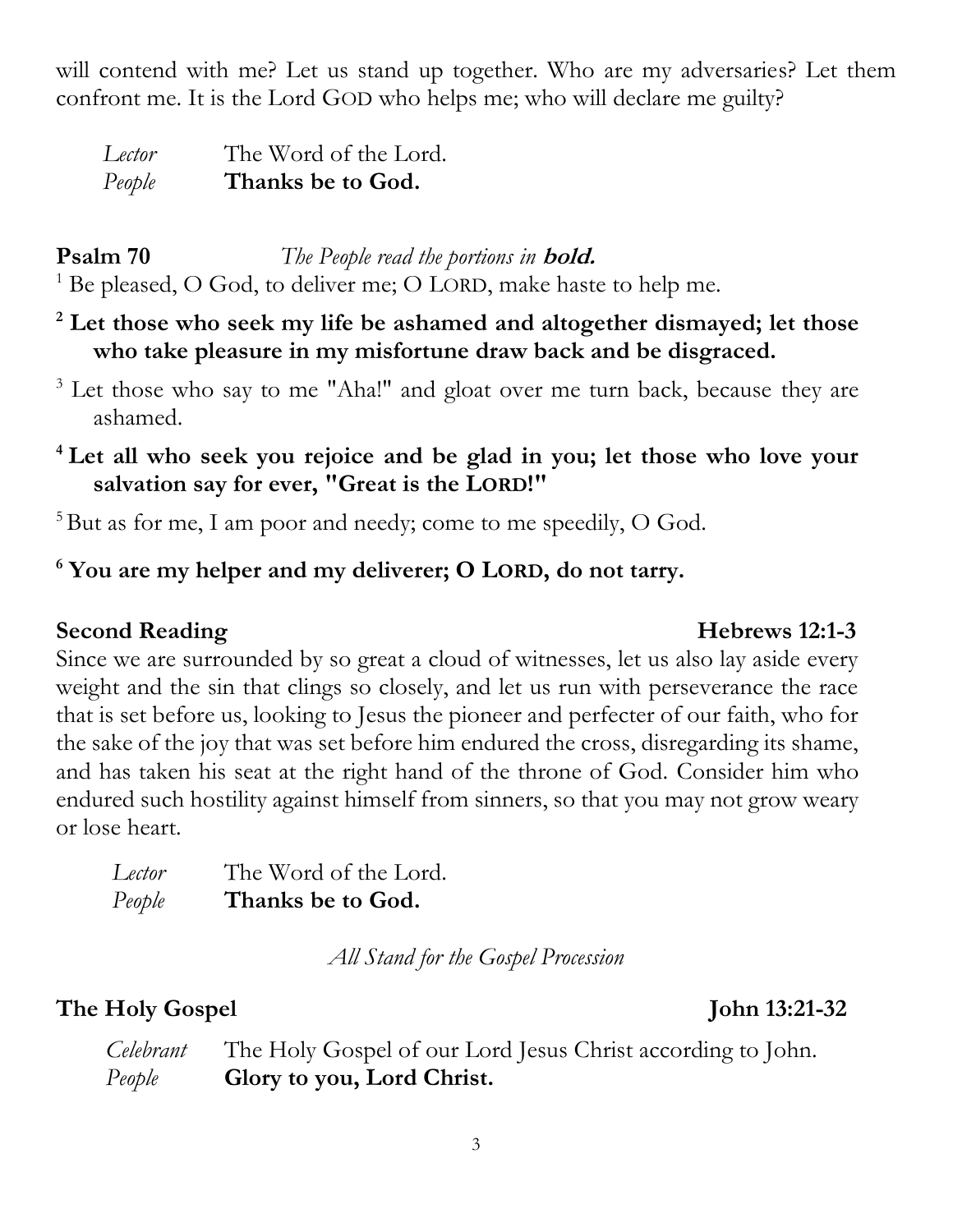will contend with me? Let us stand up together. Who are my adversaries? Let them confront me. It is the Lord GOD who helps me; who will declare me guilty?

*Lector* The Word of the Lord.
*People* **Thanks be to God.**

**Psalm 70** *The People read the portions in* ***bold.***

[1] Be pleased, O God, to deliver me; O LORD, make haste to help me.

**[2] Let those who seek my life be ashamed and altogether dismayed; let those who take pleasure in my misfortune draw back and be disgraced.**

[3] Let those who say to me "Aha!" and gloat over me turn back, because they are ashamed.

**[4] Let all who seek you rejoice and be glad in you; let those who love your salvation say for ever, "Great is the LORD!"**

[5] But as for me, I am poor and needy; come to me speedily, O God.

**[6] You are my helper and my deliverer; O LORD, do not tarry.**

**Second Reading** **Hebrews 12:1-3**

Since we are surrounded by so great a cloud of witnesses, let us also lay aside every weight and the sin that clings so closely, and let us run with perseverance the race that is set before us, looking to Jesus the pioneer and perfecter of our faith, who for the sake of the joy that was set before him endured the cross, disregarding its shame, and has taken his seat at the right hand of the throne of God. Consider him who endured such hostility against himself from sinners, so that you may not grow weary or lose heart.

*Lector* The Word of the Lord.
*People* **Thanks be to God.**

*All Stand for the Gospel Procession*

**The Holy Gospel** **John 13:21-32**

*Celebrant* The Holy Gospel of our Lord Jesus Christ according to John.
*People* **Glory to you, Lord Christ.**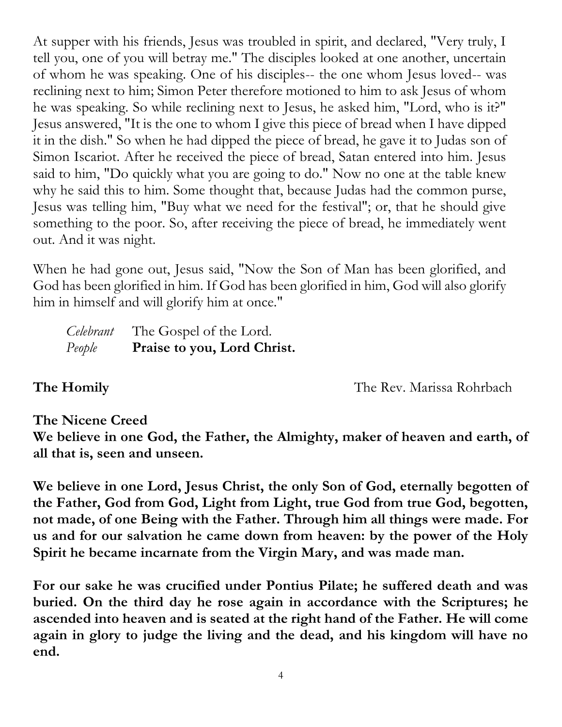At supper with his friends, Jesus was troubled in spirit, and declared, "Very truly, I tell you, one of you will betray me." The disciples looked at one another, uncertain of whom he was speaking. One of his disciples-- the one whom Jesus loved-- was reclining next to him; Simon Peter therefore motioned to him to ask Jesus of whom he was speaking. So while reclining next to Jesus, he asked him, "Lord, who is it?" Jesus answered, "It is the one to whom I give this piece of bread when I have dipped it in the dish." So when he had dipped the piece of bread, he gave it to Judas son of Simon Iscariot. After he received the piece of bread, Satan entered into him. Jesus said to him, "Do quickly what you are going to do." Now no one at the table knew why he said this to him. Some thought that, because Judas had the common purse, Jesus was telling him, "Buy what we need for the festival"; or, that he should give something to the poor. So, after receiving the piece of bread, he immediately went out. And it was night.

When he had gone out, Jesus said, "Now the Son of Man has been glorified, and God has been glorified in him. If God has been glorified in him, God will also glorify him in himself and will glorify him at once."

*Celebrant* The Gospel of the Lord.
*People* **Praise to you, Lord Christ.**

**The Homily** The Rev. Marissa Rohrbach

**The Nicene Creed**

**We believe in one God, the Father, the Almighty, maker of heaven and earth, of all that is, seen and unseen.**

**We believe in one Lord, Jesus Christ, the only Son of God, eternally begotten of the Father, God from God, Light from Light, true God from true God, begotten, not made, of one Being with the Father. Through him all things were made. For us and for our salvation he came down from heaven: by the power of the Holy Spirit he became incarnate from the Virgin Mary, and was made man.**

**For our sake he was crucified under Pontius Pilate; he suffered death and was buried. On the third day he rose again in accordance with the Scriptures; he ascended into heaven and is seated at the right hand of the Father. He will come again in glory to judge the living and the dead, and his kingdom will have no end.**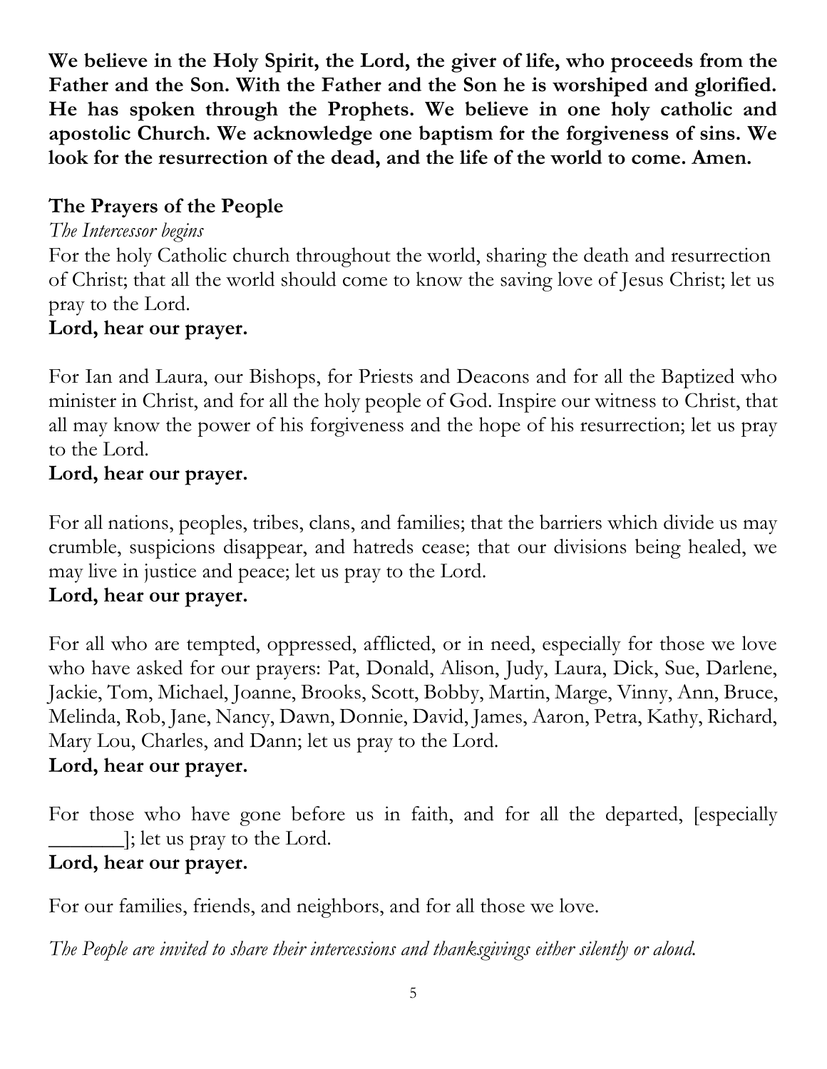**We believe in the Holy Spirit, the Lord, the giver of life, who proceeds from the Father and the Son. With the Father and the Son he is worshiped and glorified. He has spoken through the Prophets. We believe in one holy catholic and apostolic Church. We acknowledge one baptism for the forgiveness of sins. We look for the resurrection of the dead, and the life of the world to come. Amen.**

**The Prayers of the People**

*The Intercessor begins*

For the holy Catholic church throughout the world, sharing the death and resurrection of Christ; that all the world should come to know the saving love of Jesus Christ; let us pray to the Lord.

**Lord, hear our prayer.**

For Ian and Laura, our Bishops, for Priests and Deacons and for all the Baptized who minister in Christ, and for all the holy people of God. Inspire our witness to Christ, that all may know the power of his forgiveness and the hope of his resurrection; let us pray to the Lord.

**Lord, hear our prayer.**

For all nations, peoples, tribes, clans, and families; that the barriers which divide us may crumble, suspicions disappear, and hatreds cease; that our divisions being healed, we may live in justice and peace; let us pray to the Lord.

**Lord, hear our prayer.**

For all who are tempted, oppressed, afflicted, or in need, especially for those we love who have asked for our prayers: Pat, Donald, Alison, Judy, Laura, Dick, Sue, Darlene, Jackie, Tom, Michael, Joanne, Brooks, Scott, Bobby, Martin, Marge, Vinny, Ann, Bruce, Melinda, Rob, Jane, Nancy, Dawn, Donnie, David, James, Aaron, Petra, Kathy, Richard, Mary Lou, Charles, and Dann; let us pray to the Lord.

**Lord, hear our prayer.**

For those who have gone before us in faith, and for all the departed, [especially _______]; let us pray to the Lord.

**Lord, hear our prayer.**

For our families, friends, and neighbors, and for all those we love.

*The People are invited to share their intercessions and thanksgivings either silently or aloud.*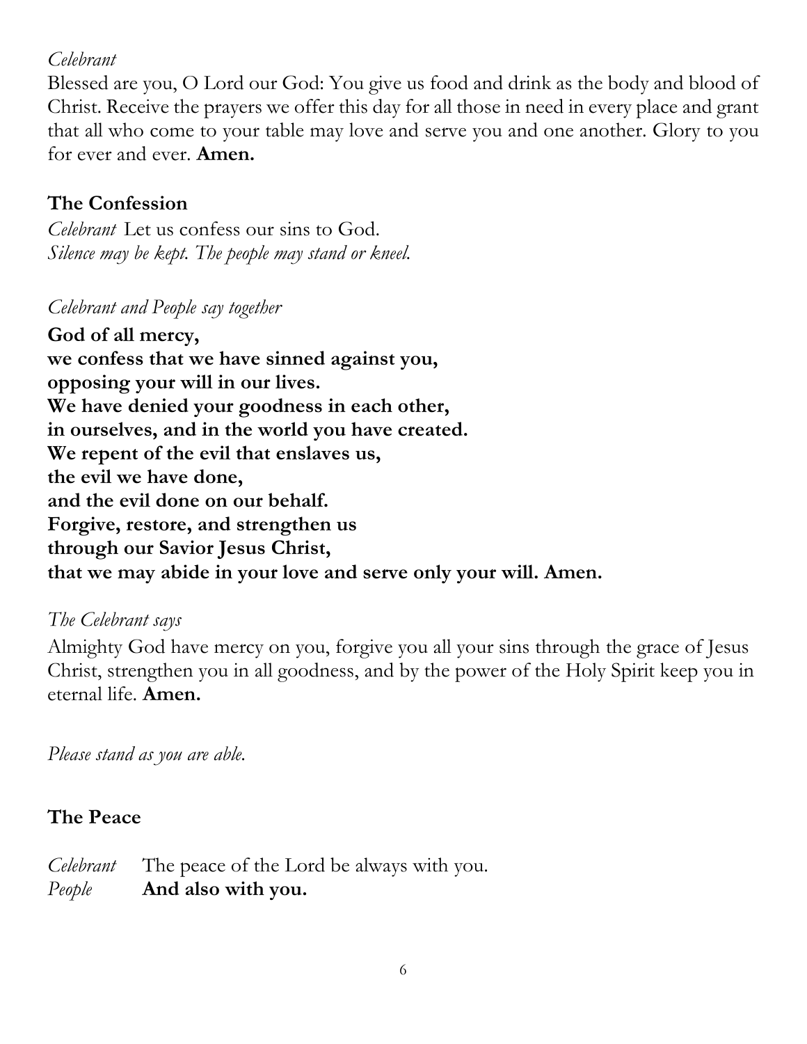*Celebrant*

Blessed are you, O Lord our God: You give us food and drink as the body and blood of Christ. Receive the prayers we offer this day for all those in need in every place and grant that all who come to your table may love and serve you and one another. Glory to you for ever and ever. **Amen.**

## The Confession

*Celebrant* Let us confess our sins to God.
*Silence may be kept. The people may stand or kneel.*

*Celebrant and People say together*

**God of all mercy,**
**we confess that we have sinned against you,**
**opposing your will in our lives.**
**We have denied your goodness in each other,**
**in ourselves, and in the world you have created.**
**We repent of the evil that enslaves us,**
**the evil we have done,**
**and the evil done on our behalf.**
**Forgive, restore, and strengthen us**
**through our Savior Jesus Christ,**
**that we may abide in your love and serve only your will. Amen.**

*The Celebrant says*

Almighty God have mercy on you, forgive you all your sins through the grace of Jesus Christ, strengthen you in all goodness, and by the power of the Holy Spirit keep you in eternal life. **Amen.**

*Please stand as you are able.*

## The Peace

*Celebrant* The peace of the Lord be always with you.
*People* **And also with you.**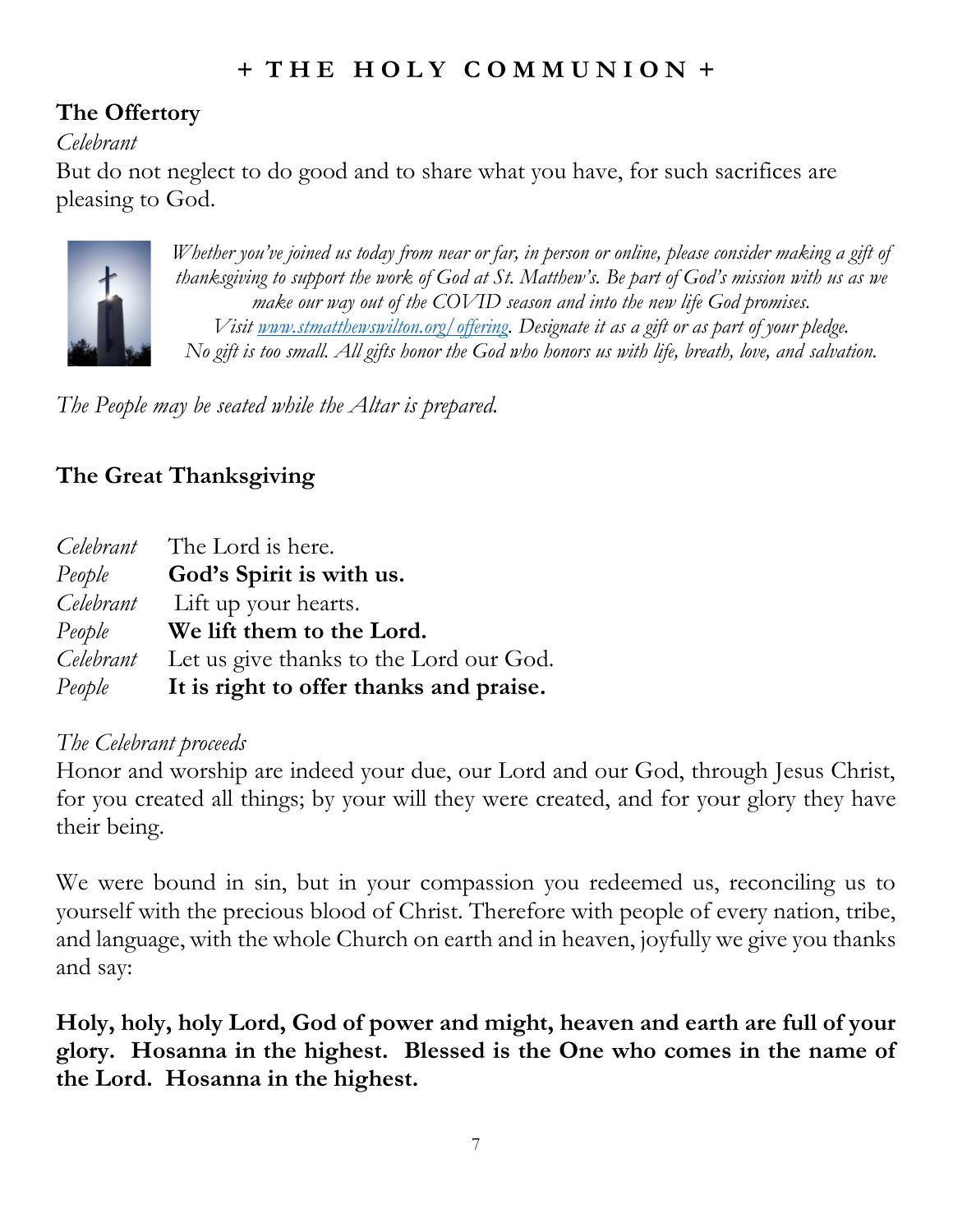# + THE HOLY COMMUNION +

## The Offertory

*Celebrant*

But do not neglect to do good and to share what you have, for such sacrifices are pleasing to God.

*Whether you've joined us today from near or far, in person or online, please consider making a gift of thanksgiving to support the work of God at St. Matthew's. Be part of God's mission with us as we make our way out of the COVID season and into the new life God promises. Visit [www.stmatthewswilton.org/offering](www.stmatthewswilton.org/offering). Designate it as a gift or as part of your pledge. No gift is too small. All gifts honor the God who honors us with life, breath, love, and salvation.*

*The People may be seated while the Altar is prepared.*

## The Great Thanksgiving

*Celebrant* The Lord is here.
*People* **God's Spirit is with us.**
*Celebrant* Lift up your hearts.
*People* **We lift them to the Lord.**
*Celebrant* Let us give thanks to the Lord our God.
*People* **It is right to offer thanks and praise.**

*The Celebrant proceeds*

Honor and worship are indeed your due, our Lord and our God, through Jesus Christ, for you created all things; by your will they were created, and for your glory they have their being.

We were bound in sin, but in your compassion you redeemed us, reconciling us to yourself with the precious blood of Christ. Therefore with people of every nation, tribe, and language, with the whole Church on earth and in heaven, joyfully we give you thanks and say:

**Holy, holy, holy Lord, God of power and might, heaven and earth are full of your glory. Hosanna in the highest. Blessed is the One who comes in the name of the Lord. Hosanna in the highest.**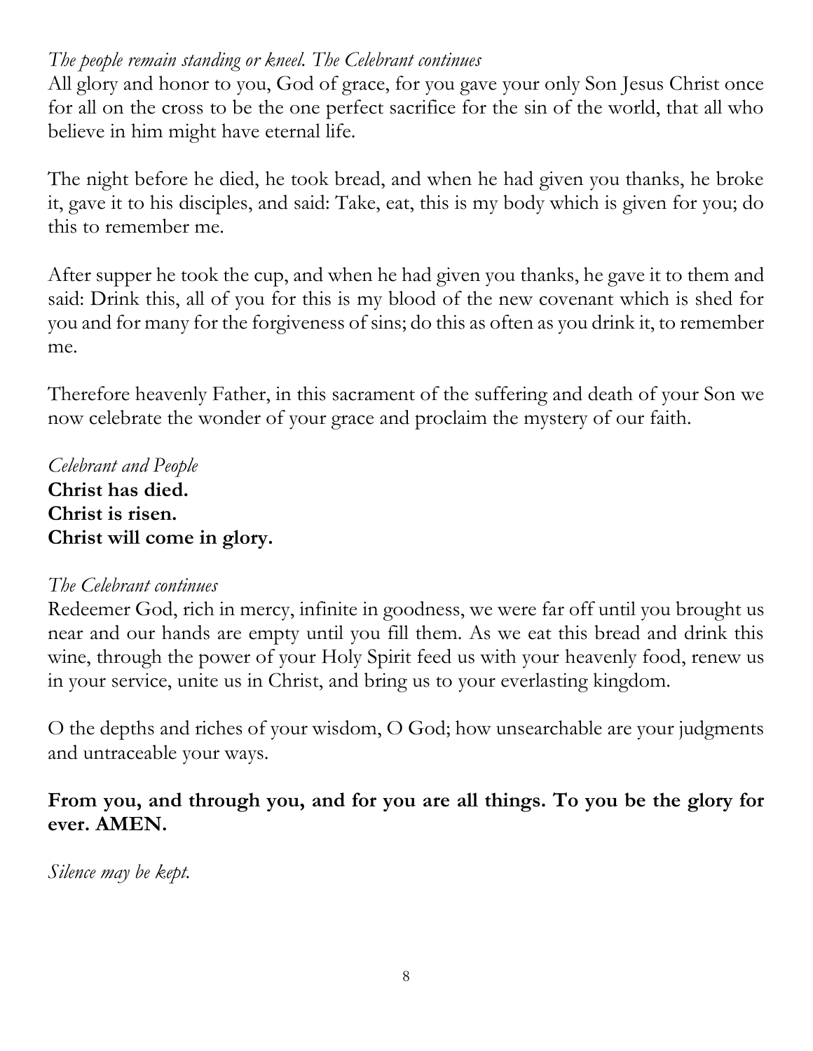*The people remain standing or kneel. The Celebrant continues*
All glory and honor to you, God of grace, for you gave your only Son Jesus Christ once for all on the cross to be the one perfect sacrifice for the sin of the world, that all who believe in him might have eternal life.

The night before he died, he took bread, and when he had given you thanks, he broke it, gave it to his disciples, and said: Take, eat, this is my body which is given for you; do this to remember me.

After supper he took the cup, and when he had given you thanks, he gave it to them and said: Drink this, all of you for this is my blood of the new covenant which is shed for you and for many for the forgiveness of sins; do this as often as you drink it, to remember me.

Therefore heavenly Father, in this sacrament of the suffering and death of your Son we now celebrate the wonder of your grace and proclaim the mystery of our faith.

*Celebrant and People*
**Christ has died.**
**Christ is risen.**
**Christ will come in glory.**

*The Celebrant continues*
Redeemer God, rich in mercy, infinite in goodness, we were far off until you brought us near and our hands are empty until you fill them. As we eat this bread and drink this wine, through the power of your Holy Spirit feed us with your heavenly food, renew us in your service, unite us in Christ, and bring us to your everlasting kingdom.

O the depths and riches of your wisdom, O God; how unsearchable are your judgments and untraceable your ways.

**From you, and through you, and for you are all things. To you be the glory for ever. AMEN.**

*Silence may be kept.*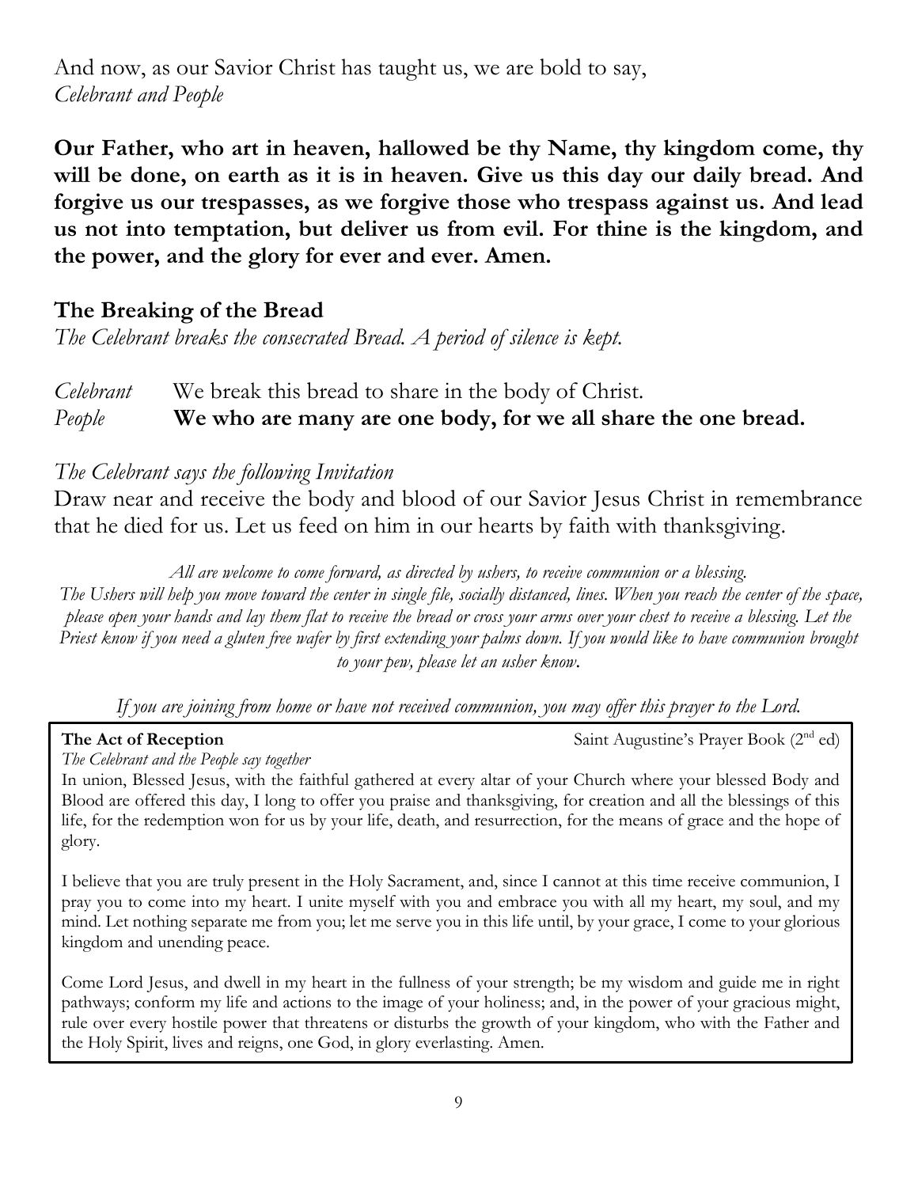And now, as our Savior Christ has taught us, we are bold to say,
*Celebrant and People*

**Our Father, who art in heaven, hallowed be thy Name, thy kingdom come, thy will be done, on earth as it is in heaven. Give us this day our daily bread. And forgive us our trespasses, as we forgive those who trespass against us. And lead us not into temptation, but deliver us from evil. For thine is the kingdom, and the power, and the glory for ever and ever. Amen.**

## The Breaking of the Bread

*The Celebrant breaks the consecrated Bread. A period of silence is kept.*

*Celebrant* We break this bread to share in the body of Christ.
*People* **We who are many are one body, for we all share the one bread.**

*The Celebrant says the following Invitation*

Draw near and receive the body and blood of our Savior Jesus Christ in remembrance that he died for us. Let us feed on him in our hearts by faith with thanksgiving.

*All are welcome to come forward, as directed by ushers, to receive communion or a blessing. The Ushers will help you move toward the center in single file, socially distanced, lines. When you reach the center of the space, please open your hands and lay them flat to receive the bread or cross your arms over your chest to receive a blessing. Let the Priest know if you need a gluten free wafer by first extending your palms down. If you would like to have communion brought to your pew, please let an usher know.*

*If you are joining from home or have not received communion, you may offer this prayer to the Lord.*

**The Act of Reception** Saint Augustine's Prayer Book (2nd ed)

*The Celebrant and the People say together*

In union, Blessed Jesus, with the faithful gathered at every altar of your Church where your blessed Body and Blood are offered this day, I long to offer you praise and thanksgiving, for creation and all the blessings of this life, for the redemption won for us by your life, death, and resurrection, for the means of grace and the hope of glory.

I believe that you are truly present in the Holy Sacrament, and, since I cannot at this time receive communion, I pray you to come into my heart. I unite myself with you and embrace you with all my heart, my soul, and my mind. Let nothing separate me from you; let me serve you in this life until, by your grace, I come to your glorious kingdom and unending peace.

Come Lord Jesus, and dwell in my heart in the fullness of your strength; be my wisdom and guide me in right pathways; conform my life and actions to the image of your holiness; and, in the power of your gracious might, rule over every hostile power that threatens or disturbs the growth of your kingdom, who with the Father and the Holy Spirit, lives and reigns, one God, in glory everlasting. Amen.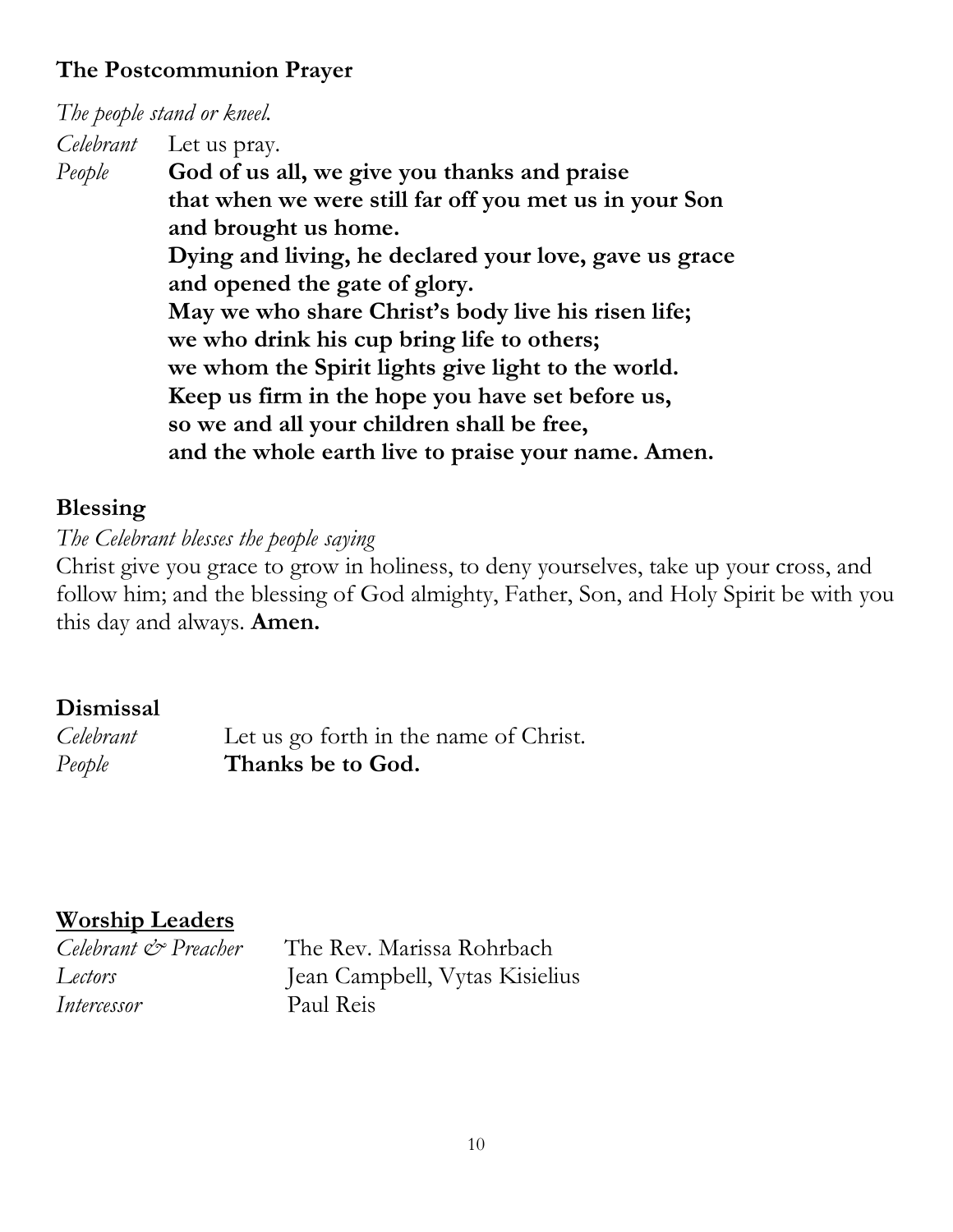**The Postcommunion Prayer**

*The people stand or kneel.*

*Celebrant* Let us pray.

*People* **God of us all, we give you thanks and praise**
**that when we were still far off you met us in your Son**
**and brought us home.**
**Dying and living, he declared your love, gave us grace**
**and opened the gate of glory.**
**May we who share Christ's body live his risen life;**
**we who drink his cup bring life to others;**
**we whom the Spirit lights give light to the world.**
**Keep us firm in the hope you have set before us,**
**so we and all your children shall be free,**
**and the whole earth live to praise your name. Amen.**

**Blessing**

*The Celebrant blesses the people saying*

Christ give you grace to grow in holiness, to deny yourselves, take up your cross, and follow him; and the blessing of God almighty, Father, Son, and Holy Spirit be with you this day and always. **Amen.**

**Dismissal**

*Celebrant* Let us go forth in the name of Christ.

*People* **Thanks be to God.**

**Worship Leaders**

*Celebrant & Preacher* The Rev. Marissa Rohrbach

*Lectors* Jean Campbell, Vytas Kisielius

*Intercessor* Paul Reis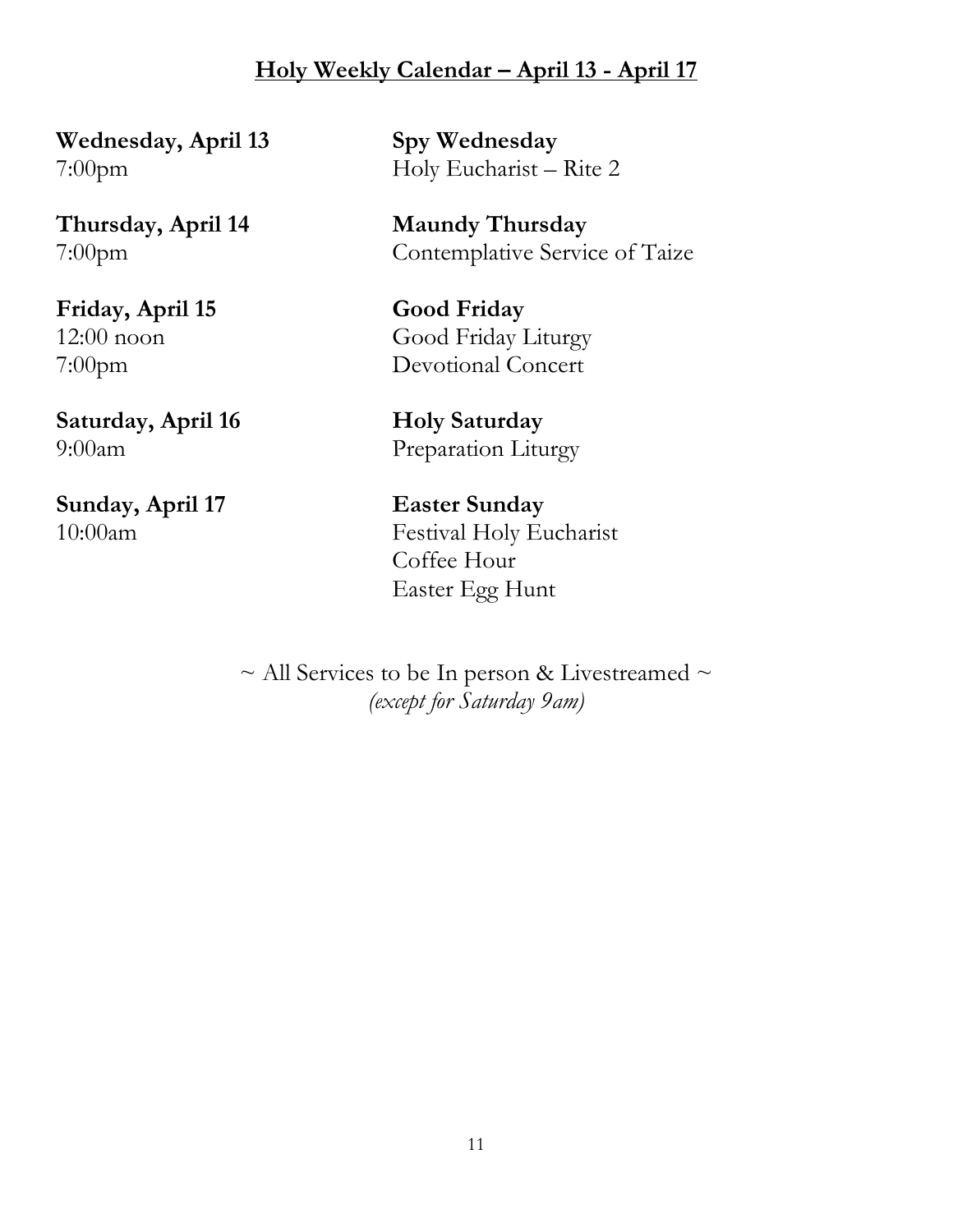## Holy Weekly Calendar – April 13 - April 17

| | |
|---|---|
| **Wednesday, April 13** | **Spy Wednesday** |
| 7:00pm | Holy Eucharist – Rite 2 |
| **Thursday, April 14** | **Maundy Thursday** |
| 7:00pm | Contemplative Service of Taize |
| **Friday, April 15** | **Good Friday** |
| 12:00 noon | Good Friday Liturgy |
| 7:00pm | Devotional Concert |
| **Saturday, April 16** | **Holy Saturday** |
| 9:00am | Preparation Liturgy |
| **Sunday, April 17** | **Easter Sunday** |
| 10:00am | Festival Holy Eucharist |
| | Coffee Hour |
| | Easter Egg Hunt |

~ All Services to be In person & Livestreamed ~
*(except for Saturday 9am)*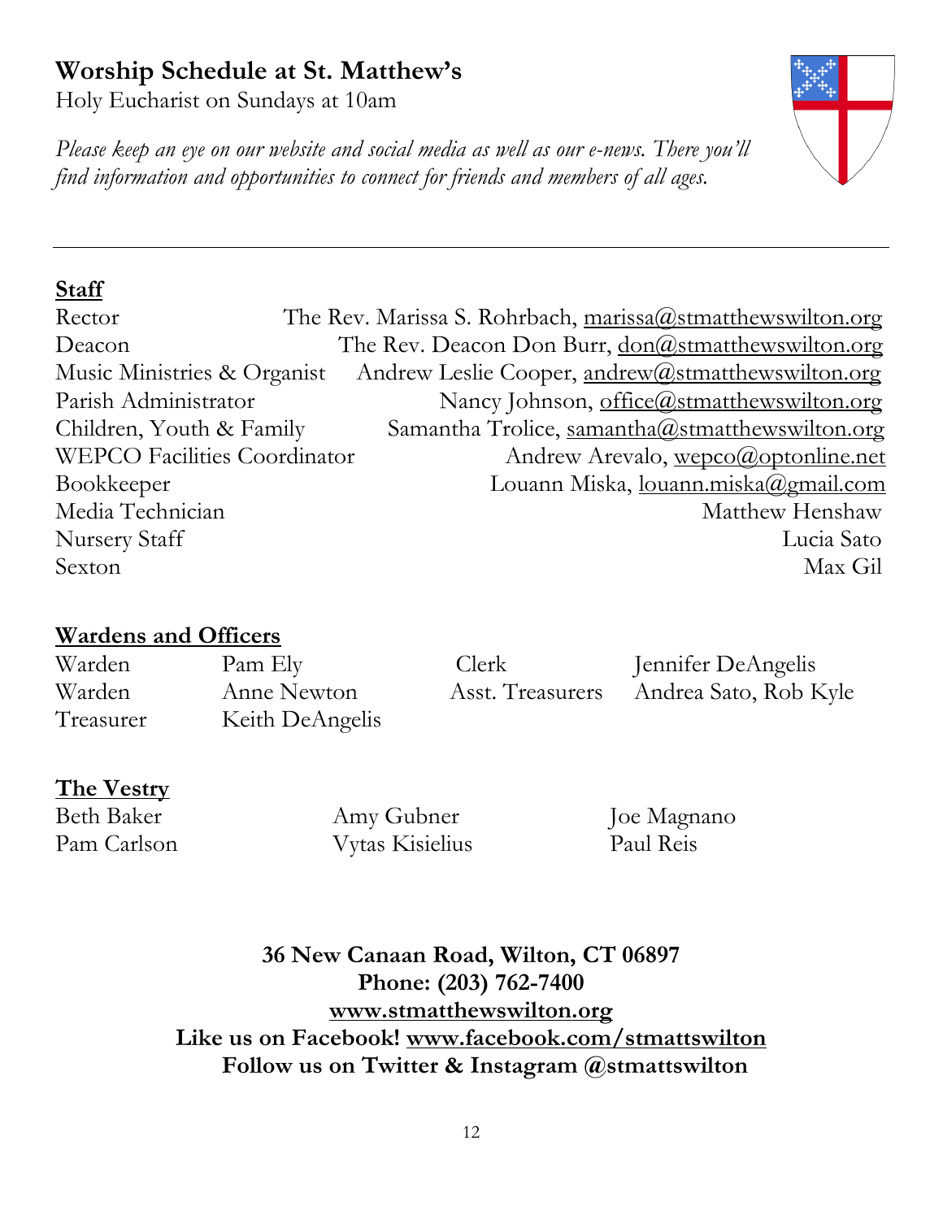## Worship Schedule at St. Matthew's

Holy Eucharist on Sundays at 10am

*Please keep an eye on our website and social media as well as our e-news. There you'll find information and opportunities to connect for friends and members of all ages.*

---

**Staff**

| | |
|---|---|
| Rector | The Rev. Marissa S. Rohrbach, marissa@stmatthewswilton.org |
| Deacon | The Rev. Deacon Don Burr, don@stmatthewswilton.org |
| Music Ministries & Organist | Andrew Leslie Cooper, andrew@stmatthewswilton.org |
| Parish Administrator | Nancy Johnson, office@stmatthewswilton.org |
| Children, Youth & Family | Samantha Trolice, samantha@stmatthewswilton.org |
| WEPCO Facilities Coordinator | Andrew Arevalo, wepco@optonline.net |
| Bookkeeper | Louann Miska, louann.miska@gmail.com |
| Media Technician | Matthew Henshaw |
| Nursery Staff | Lucia Sato |
| Sexton | Max Gil |

**Wardens and Officers**

| | | | |
|---|---|---|---|
| Warden | Pam Ely | Clerk | Jennifer DeAngelis |
| Warden | Anne Newton | Asst. Treasurers | Andrea Sato, Rob Kyle |
| Treasurer | Keith DeAngelis | | |

**The Vestry**

| | | |
|---|---|---|
| Beth Baker | Amy Gubner | Joe Magnano |
| Pam Carlson | Vytas Kisielius | Paul Reis |

**36 New Canaan Road, Wilton, CT 06897**
**Phone: (203) 762-7400**
**www.stmatthewswilton.org**
**Like us on Facebook! www.facebook.com/stmattswilton**
**Follow us on Twitter & Instagram @stmattswilton**